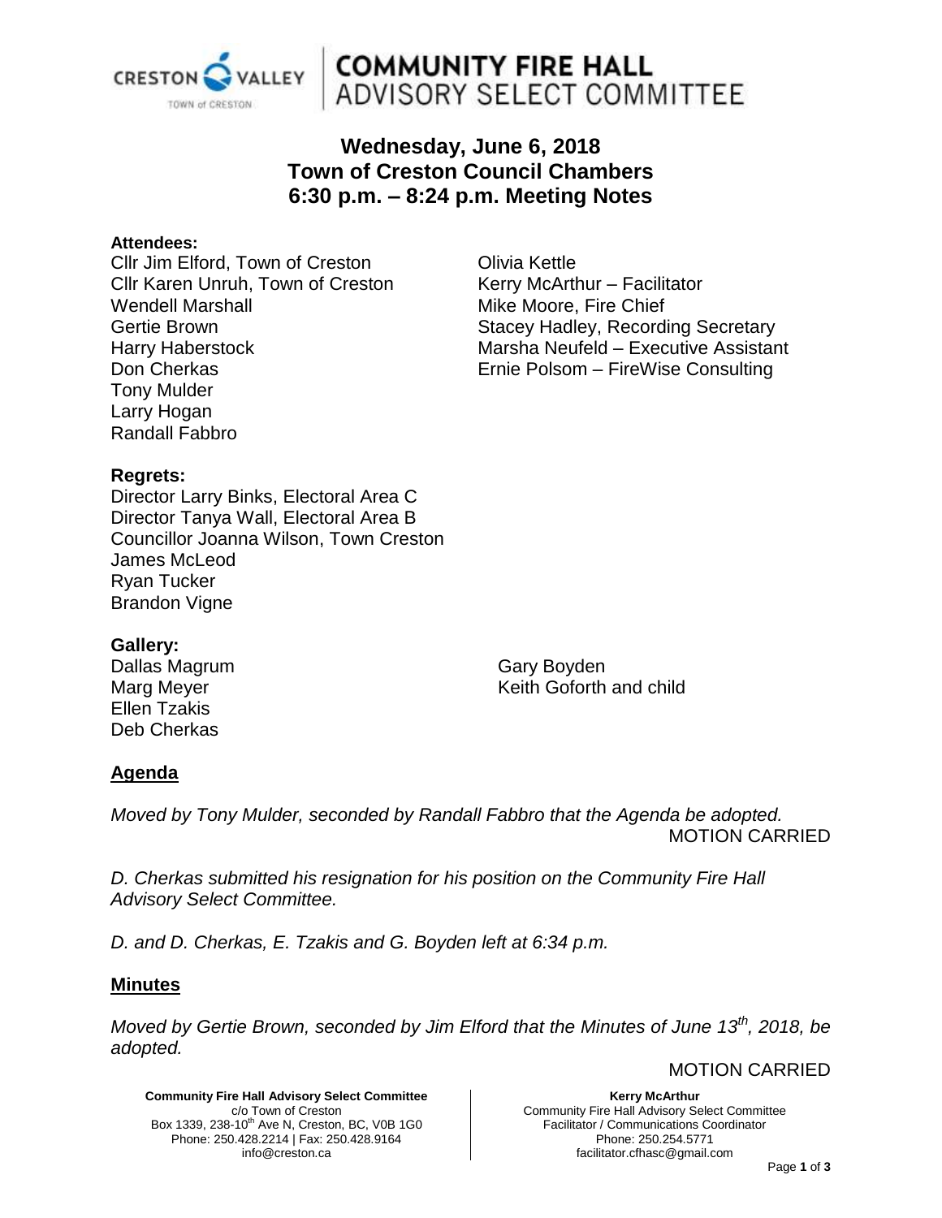# COMMUNITY FIRE HALL ADVISORY SELECT COMMITTEE

## Wednesday, June 6, 2018
## Town of Creston Council Chambers
## 6:30 p.m. – 8:24 p.m. Meeting Notes

**Attendees:**

Cllr Jim Elford, Town of Creston
Cllr Karen Unruh, Town of Creston
Wendell Marshall
Gertie Brown
Harry Haberstock
Don Cherkas
Tony Mulder
Larry Hogan
Randall Fabbro
Olivia Kettle
Kerry McArthur – Facilitator
Mike Moore, Fire Chief
Stacey Hadley, Recording Secretary
Marsha Neufeld – Executive Assistant
Ernie Polsom – FireWise Consulting

**Regrets:**

Director Larry Binks, Electoral Area C
Director Tanya Wall, Electoral Area B
Councillor Joanna Wilson, Town Creston
James McLeod
Ryan Tucker
Brandon Vigne

**Gallery:**

Dallas Magrum
Marg Meyer
Ellen Tzakis
Deb Cherkas
Gary Boyden
Keith Goforth and child

## Agenda

*Moved by Tony Mulder, seconded by Randall Fabbro that the Agenda be adopted.*

MOTION CARRIED

*D. Cherkas submitted his resignation for his position on the Community Fire Hall Advisory Select Committee.*

*D. and D. Cherkas, E. Tzakis and G. Boyden left at 6:34 p.m.*

## Minutes

*Moved by Gertie Brown, seconded by Jim Elford that the Minutes of June 13th, 2018, be adopted.*

MOTION CARRIED

**Community Fire Hall Advisory Select Committee**
c/o Town of Creston
Box 1339, 238-10th Ave N, Creston, BC, V0B 1G0
Phone: 250.428.2214 | Fax: 250.428.9164
info@creston.ca

**Kerry McArthur**
Community Fire Hall Advisory Select Committee
Facilitator / Communications Coordinator
Phone: 250.254.5771
facilitator.cfhasc@gmail.com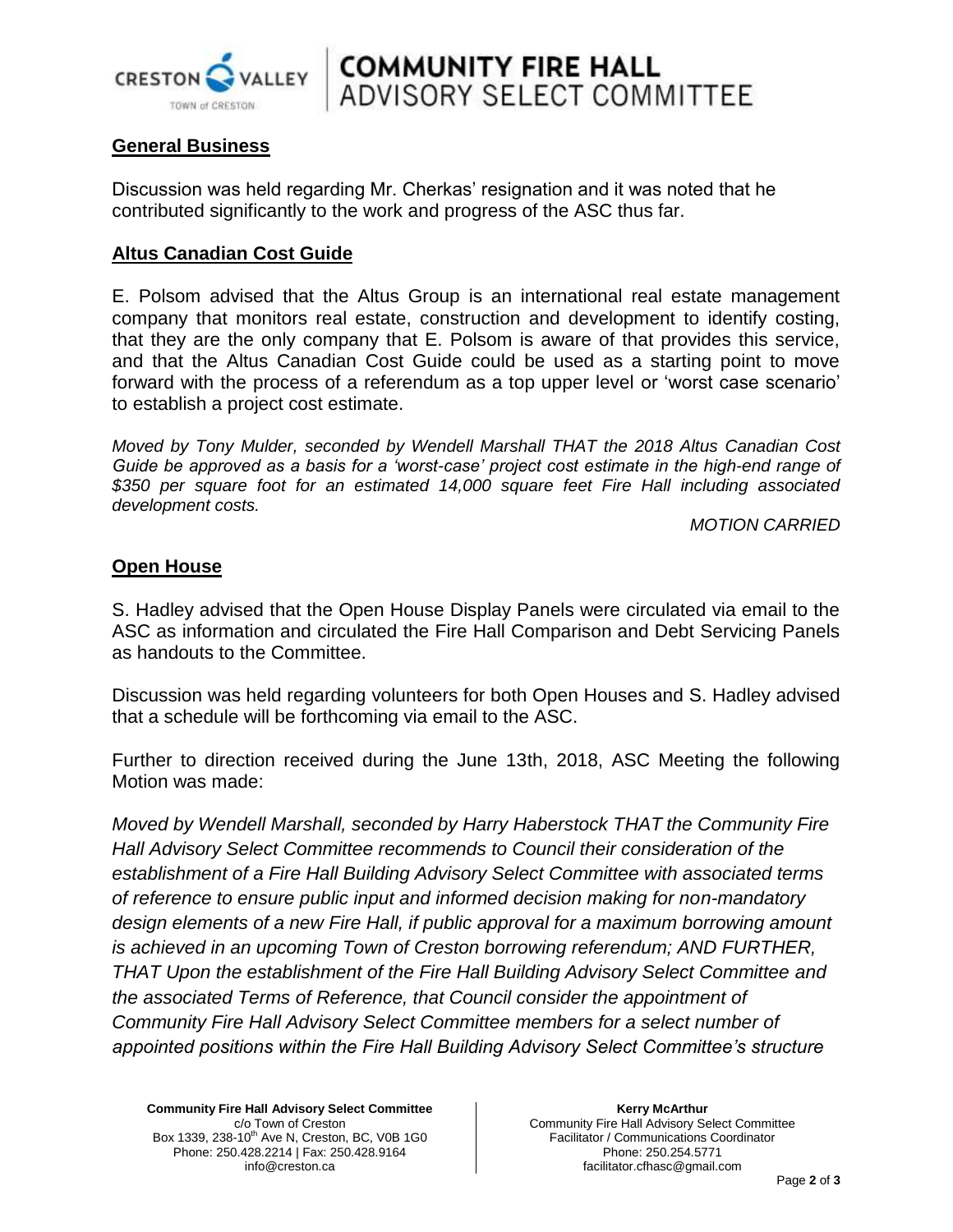## General Business

Discussion was held regarding Mr. Cherkas' resignation and it was noted that he contributed significantly to the work and progress of the ASC thus far.

## Altus Canadian Cost Guide

E. Polsom advised that the Altus Group is an international real estate management company that monitors real estate, construction and development to identify costing, that they are the only company that E. Polsom is aware of that provides this service, and that the Altus Canadian Cost Guide could be used as a starting point to move forward with the process of a referendum as a top upper level or 'worst case scenario' to establish a project cost estimate.

*Moved by Tony Mulder, seconded by Wendell Marshall THAT the 2018 Altus Canadian Cost Guide be approved as a basis for a 'worst-case' project cost estimate in the high-end range of $350 per square foot for an estimated 14,000 square feet Fire Hall including associated development costs.*

*MOTION CARRIED*

## Open House

S. Hadley advised that the Open House Display Panels were circulated via email to the ASC as information and circulated the Fire Hall Comparison and Debt Servicing Panels as handouts to the Committee.

Discussion was held regarding volunteers for both Open Houses and S. Hadley advised that a schedule will be forthcoming via email to the ASC.

Further to direction received during the June 13th, 2018, ASC Meeting the following Motion was made:

*Moved by Wendell Marshall, seconded by Harry Haberstock THAT the Community Fire Hall Advisory Select Committee recommends to Council their consideration of the establishment of a Fire Hall Building Advisory Select Committee with associated terms of reference to ensure public input and informed decision making for non-mandatory design elements of a new Fire Hall, if public approval for a maximum borrowing amount is achieved in an upcoming Town of Creston borrowing referendum; AND FURTHER, THAT Upon the establishment of the Fire Hall Building Advisory Select Committee and the associated Terms of Reference, that Council consider the appointment of Community Fire Hall Advisory Select Committee members for a select number of appointed positions within the Fire Hall Building Advisory Select Committee's structure*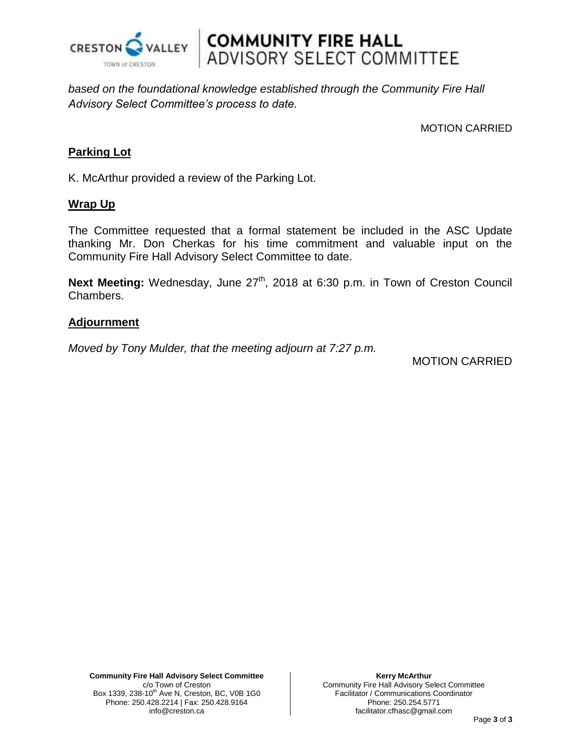*based on the foundational knowledge established through the Community Fire Hall Advisory Select Committee's process to date.*

MOTION CARRIED

## Parking Lot

K. McArthur provided a review of the Parking Lot.

## Wrap Up

The Committee requested that a formal statement be included in the ASC Update thanking Mr. Don Cherkas for his time commitment and valuable input on the Community Fire Hall Advisory Select Committee to date.

**Next Meeting:** Wednesday, June 27th, 2018 at 6:30 p.m. in Town of Creston Council Chambers.

## Adjournment

*Moved by Tony Mulder, that the meeting adjourn at 7:27 p.m.*

MOTION CARRIED